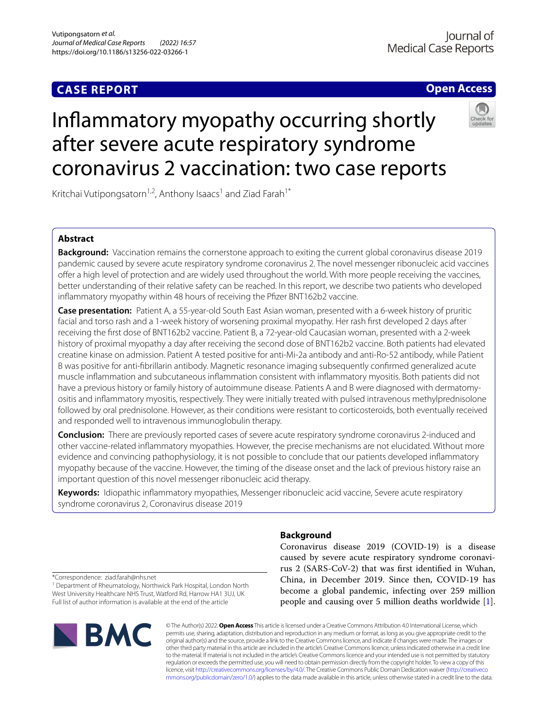CASE REPORT

Open Access

# Inflammatory myopathy occurring shortly after severe acute respiratory syndrome coronavirus 2 vaccination: two case reports

Kritchai Vutipongsatorn[1,2], Anthony Isaacs[1] and Ziad Farah[1*]

## Abstract

**Background:** Vaccination remains the cornerstone approach to exiting the current global coronavirus disease 2019 pandemic caused by severe acute respiratory syndrome coronavirus 2. The novel messenger ribonucleic acid vaccines offer a high level of protection and are widely used throughout the world. With more people receiving the vaccines, better understanding of their relative safety can be reached. In this report, we describe two patients who developed inflammatory myopathy within 48 hours of receiving the Pfizer BNT162b2 vaccine.

**Case presentation:** Patient A, a 55-year-old South East Asian woman, presented with a 6-week history of pruritic facial and torso rash and a 1-week history of worsening proximal myopathy. Her rash first developed 2 days after receiving the first dose of BNT162b2 vaccine. Patient B, a 72-year-old Caucasian woman, presented with a 2-week history of proximal myopathy a day after receiving the second dose of BNT162b2 vaccine. Both patients had elevated creatine kinase on admission. Patient A tested positive for anti-Mi-2a antibody and anti-Ro-52 antibody, while Patient B was positive for anti-fibrillarin antibody. Magnetic resonance imaging subsequently confirmed generalized acute muscle inflammation and subcutaneous inflammation consistent with inflammatory myositis. Both patients did not have a previous history or family history of autoimmune disease. Patients A and B were diagnosed with dermatomyositis and inflammatory myositis, respectively. They were initially treated with pulsed intravenous methylprednisolone followed by oral prednisolone. However, as their conditions were resistant to corticosteroids, both eventually received and responded well to intravenous immunoglobulin therapy.

**Conclusion:** There are previously reported cases of severe acute respiratory syndrome coronavirus 2-induced and other vaccine-related inflammatory myopathies. However, the precise mechanisms are not elucidated. Without more evidence and convincing pathophysiology, it is not possible to conclude that our patients developed inflammatory myopathy because of the vaccine. However, the timing of the disease onset and the lack of previous history raise an important question of this novel messenger ribonucleic acid therapy.

**Keywords:** Idiopathic inflammatory myopathies, Messenger ribonucleic acid vaccine, Severe acute respiratory syndrome coronavirus 2, Coronavirus disease 2019

## Background

Coronavirus disease 2019 (COVID-19) is a disease caused by severe acute respiratory syndrome coronavirus 2 (SARS-CoV-2) that was first identified in Wuhan, China, in December 2019. Since then, COVID-19 has become a global pandemic, infecting over 259 million people and causing over 5 million deaths worldwide [1].

*Correspondence: ziad.farah@nhs.net

[1] Department of Rheumatology, Northwick Park Hospital, London North West University Healthcare NHS Trust, Watford Rd, Harrow HA1 3UJ, UK

Full list of author information is available at the end of the article

© The Author(s) 2022. **Open Access** This article is licensed under a Creative Commons Attribution 4.0 International License, which permits use, sharing, adaptation, distribution and reproduction in any medium or format, as long as you give appropriate credit to the original author(s) and the source, provide a link to the Creative Commons licence, and indicate if changes were made. The images or other third party material in this article are included in the article's Creative Commons licence, unless indicated otherwise in a credit line to the material. If material is not included in the article's Creative Commons licence and your intended use is not permitted by statutory regulation or exceeds the permitted use, you will need to obtain permission directly from the copyright holder. To view a copy of this licence, visit http://creativecommons.org/licenses/by/4.0/. The Creative Commons Public Domain Dedication waiver (http://creativecommons.org/publicdomain/zero/1.0/) applies to the data made available in this article, unless otherwise stated in a credit line to the data.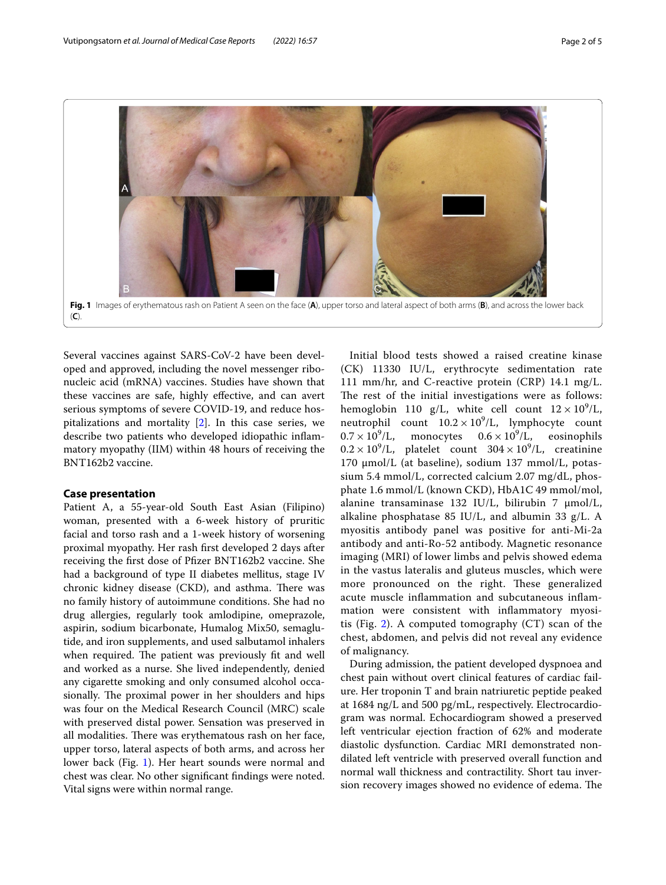**Fig. 1** Images of erythematous rash on Patient A seen on the face (**A**), upper torso and lateral aspect of both arms (**B**), and across the lower back (**C**).

Several vaccines against SARS-CoV-2 have been developed and approved, including the novel messenger ribonucleic acid (mRNA) vaccines. Studies have shown that these vaccines are safe, highly effective, and can avert serious symptoms of severe COVID-19, and reduce hospitalizations and mortality [2]. In this case series, we describe two patients who developed idiopathic inflammatory myopathy (IIM) within 48 hours of receiving the BNT162b2 vaccine.

## Case presentation

Patient A, a 55-year-old South East Asian (Filipino) woman, presented with a 6-week history of pruritic facial and torso rash and a 1-week history of worsening proximal myopathy. Her rash first developed 2 days after receiving the first dose of Pfizer BNT162b2 vaccine. She had a background of type II diabetes mellitus, stage IV chronic kidney disease (CKD), and asthma. There was no family history of autoimmune conditions. She had no drug allergies, regularly took amlodipine, omeprazole, aspirin, sodium bicarbonate, Humalog Mix50, semaglutide, and iron supplements, and used salbutamol inhalers when required. The patient was previously fit and well and worked as a nurse. She lived independently, denied any cigarette smoking and only consumed alcohol occasionally. The proximal power in her shoulders and hips was four on the Medical Research Council (MRC) scale with preserved distal power. Sensation was preserved in all modalities. There was erythematous rash on her face, upper torso, lateral aspects of both arms, and across her lower back (Fig. 1). Her heart sounds were normal and chest was clear. No other significant findings were noted. Vital signs were within normal range.

Initial blood tests showed a raised creatine kinase (CK) 11330 IU/L, erythrocyte sedimentation rate 111 mm/hr, and C-reactive protein (CRP) 14.1 mg/L. The rest of the initial investigations were as follows: hemoglobin 110 g/L, white cell count $12 \times 10^9$/L, neutrophil count $10.2 \times 10^9$/L, lymphocyte count $0.7 \times 10^9$/L, monocytes $0.6 \times 10^9$/L, eosinophils $0.2 \times 10^9$/L, platelet count $304 \times 10^9$/L, creatinine 170 μmol/L (at baseline), sodium 137 mmol/L, potassium 5.4 mmol/L, corrected calcium 2.07 mg/dL, phosphate 1.6 mmol/L (known CKD), HbA1C 49 mmol/mol, alanine transaminase 132 IU/L, bilirubin 7 μmol/L, alkaline phosphatase 85 IU/L, and albumin 33 g/L. A myositis antibody panel was positive for anti-Mi-2a antibody and anti-Ro-52 antibody. Magnetic resonance imaging (MRI) of lower limbs and pelvis showed edema in the vastus lateralis and gluteus muscles, which were more pronounced on the right. These generalized acute muscle inflammation and subcutaneous inflammation were consistent with inflammatory myositis (Fig. 2). A computed tomography (CT) scan of the chest, abdomen, and pelvis did not reveal any evidence of malignancy.

During admission, the patient developed dyspnoea and chest pain without overt clinical features of cardiac failure. Her troponin T and brain natriuretic peptide peaked at 1684 ng/L and 500 pg/mL, respectively. Electrocardiogram was normal. Echocardiogram showed a preserved left ventricular ejection fraction of 62% and moderate diastolic dysfunction. Cardiac MRI demonstrated non-dilated left ventricle with preserved overall function and normal wall thickness and contractility. Short tau inversion recovery images showed no evidence of edema. The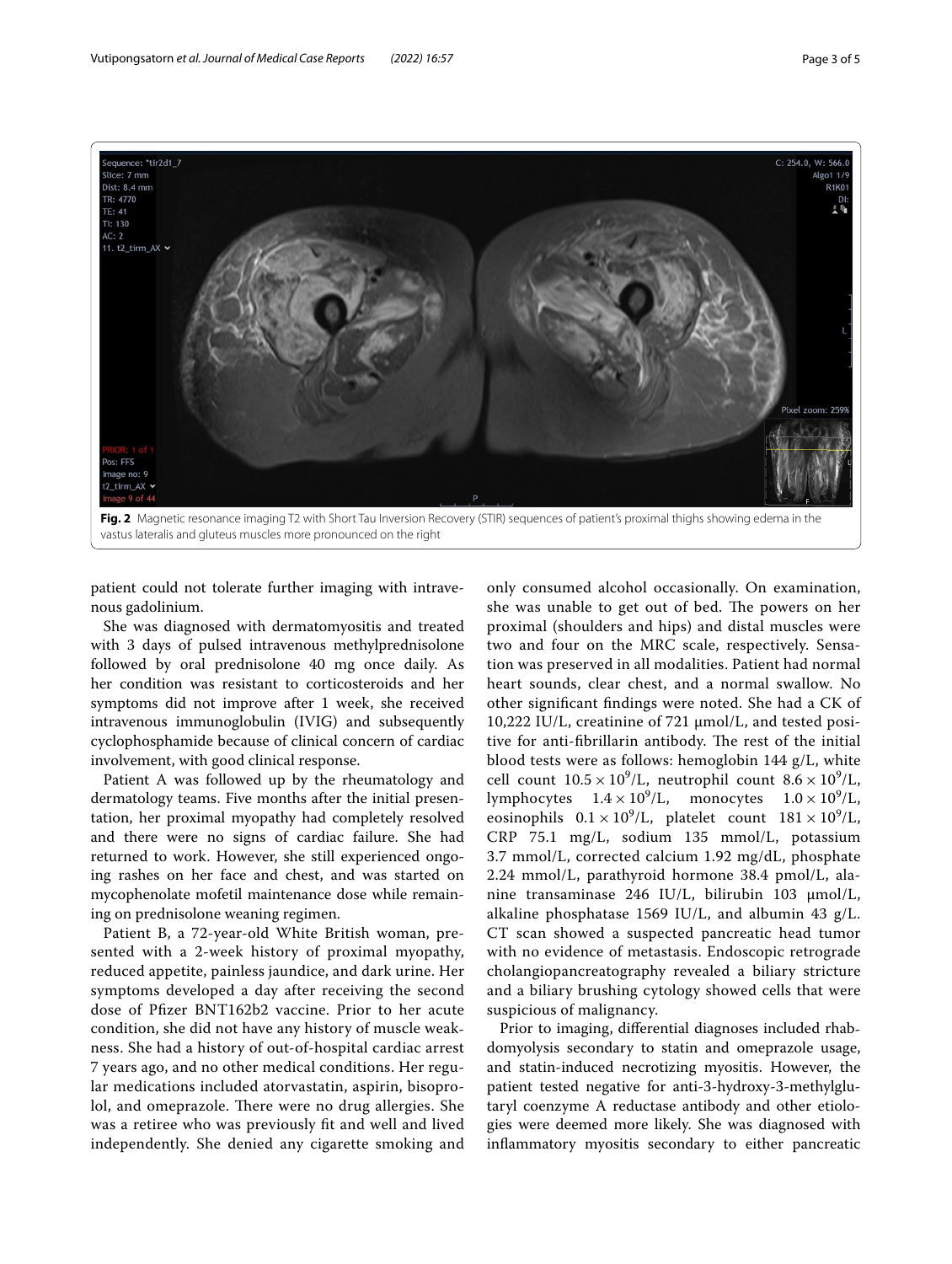**Fig. 2** Magnetic resonance imaging T2 with Short Tau Inversion Recovery (STIR) sequences of patient's proximal thighs showing edema in the vastus lateralis and gluteus muscles more pronounced on the right

patient could not tolerate further imaging with intravenous gadolinium.

She was diagnosed with dermatomyositis and treated with 3 days of pulsed intravenous methylprednisolone followed by oral prednisolone 40 mg once daily. As her condition was resistant to corticosteroids and her symptoms did not improve after 1 week, she received intravenous immunoglobulin (IVIG) and subsequently cyclophosphamide because of clinical concern of cardiac involvement, with good clinical response.

Patient A was followed up by the rheumatology and dermatology teams. Five months after the initial presentation, her proximal myopathy had completely resolved and there were no signs of cardiac failure. She had returned to work. However, she still experienced ongoing rashes on her face and chest, and was started on mycophenolate mofetil maintenance dose while remaining on prednisolone weaning regimen.

Patient B, a 72-year-old White British woman, presented with a 2-week history of proximal myopathy, reduced appetite, painless jaundice, and dark urine. Her symptoms developed a day after receiving the second dose of Pfizer BNT162b2 vaccine. Prior to her acute condition, she did not have any history of muscle weakness. She had a history of out-of-hospital cardiac arrest 7 years ago, and no other medical conditions. Her regular medications included atorvastatin, aspirin, bisoprolol, and omeprazole. There were no drug allergies. She was a retiree who was previously fit and well and lived independently. She denied any cigarette smoking and only consumed alcohol occasionally. On examination, she was unable to get out of bed. The powers on her proximal (shoulders and hips) and distal muscles were two and four on the MRC scale, respectively. Sensation was preserved in all modalities. Patient had normal heart sounds, clear chest, and a normal swallow. No other significant findings were noted. She had a CK of 10,222 IU/L, creatinine of 721 μmol/L, and tested positive for anti-fibrillarin antibody. The rest of the initial blood tests were as follows: hemoglobin 144 g/L, white cell count $10.5 \times 10^9$/L, neutrophil count $8.6 \times 10^9$/L, lymphocytes $1.4 \times 10^9$/L, monocytes $1.0 \times 10^9$/L, eosinophils $0.1 \times 10^9$/L, platelet count $181 \times 10^9$/L, CRP 75.1 mg/L, sodium 135 mmol/L, potassium 3.7 mmol/L, corrected calcium 1.92 mg/dL, phosphate 2.24 mmol/L, parathyroid hormone 38.4 pmol/L, alanine transaminase 246 IU/L, bilirubin 103 μmol/L, alkaline phosphatase 1569 IU/L, and albumin 43 g/L. CT scan showed a suspected pancreatic head tumor with no evidence of metastasis. Endoscopic retrograde cholangiopancreatography revealed a biliary stricture and a biliary brushing cytology showed cells that were suspicious of malignancy.

Prior to imaging, differential diagnoses included rhabdomyolysis secondary to statin and omeprazole usage, and statin-induced necrotizing myositis. However, the patient tested negative for anti-3-hydroxy-3-methylglutaryl coenzyme A reductase antibody and other etiologies were deemed more likely. She was diagnosed with inflammatory myositis secondary to either pancreatic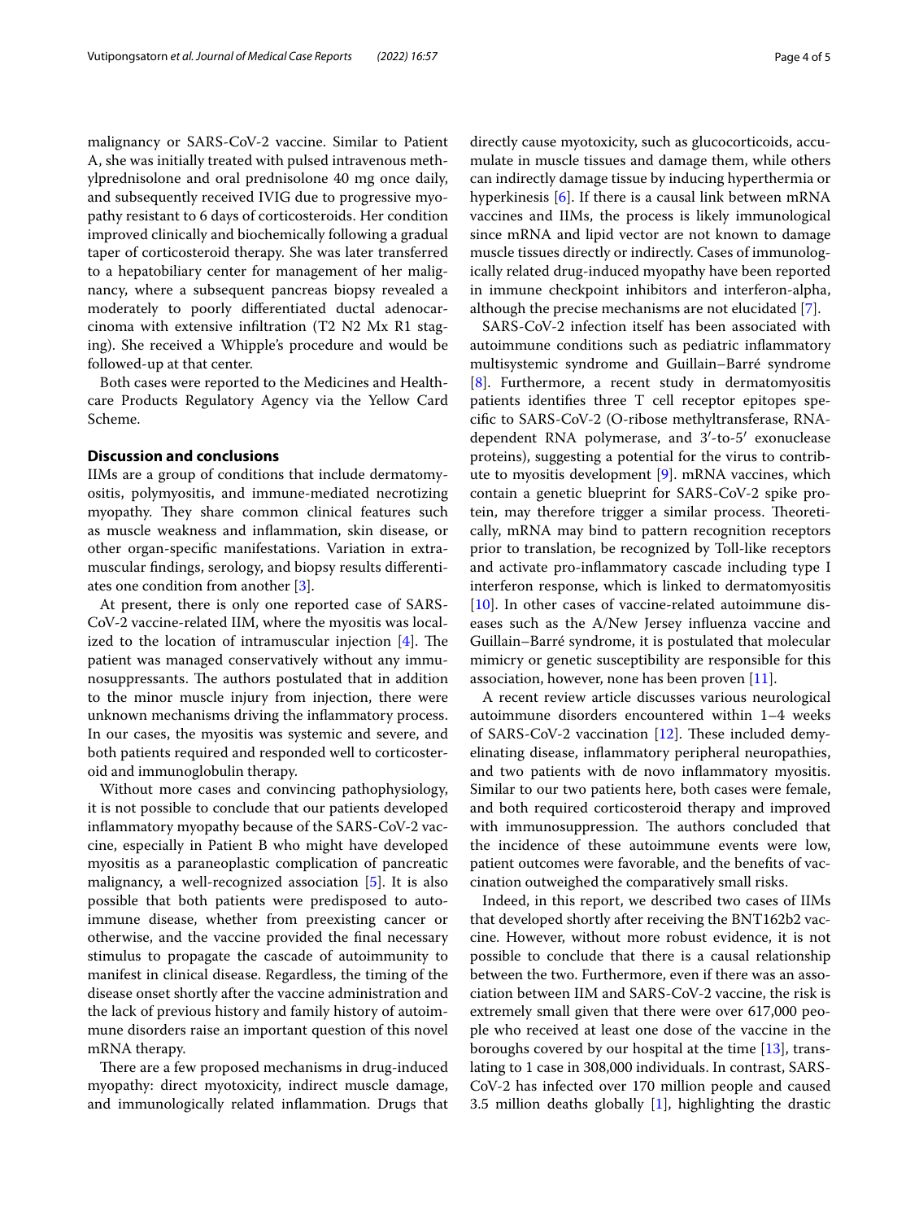malignancy or SARS-CoV-2 vaccine. Similar to Patient A, she was initially treated with pulsed intravenous methylprednisolone and oral prednisolone 40 mg once daily, and subsequently received IVIG due to progressive myopathy resistant to 6 days of corticosteroids. Her condition improved clinically and biochemically following a gradual taper of corticosteroid therapy. She was later transferred to a hepatobiliary center for management of her malignancy, where a subsequent pancreas biopsy revealed a moderately to poorly differentiated ductal adenocarcinoma with extensive infiltration (T2 N2 Mx R1 staging). She received a Whipple's procedure and would be followed-up at that center.

Both cases were reported to the Medicines and Healthcare Products Regulatory Agency via the Yellow Card Scheme.

## Discussion and conclusions

IIMs are a group of conditions that include dermatomyositis, polymyositis, and immune-mediated necrotizing myopathy. They share common clinical features such as muscle weakness and inflammation, skin disease, or other organ-specific manifestations. Variation in extramuscular findings, serology, and biopsy results differentiates one condition from another [3].

At present, there is only one reported case of SARS-CoV-2 vaccine-related IIM, where the myositis was localized to the location of intramuscular injection [4]. The patient was managed conservatively without any immunosuppressants. The authors postulated that in addition to the minor muscle injury from injection, there were unknown mechanisms driving the inflammatory process. In our cases, the myositis was systemic and severe, and both patients required and responded well to corticosteroid and immunoglobulin therapy.

Without more cases and convincing pathophysiology, it is not possible to conclude that our patients developed inflammatory myopathy because of the SARS-CoV-2 vaccine, especially in Patient B who might have developed myositis as a paraneoplastic complication of pancreatic malignancy, a well-recognized association [5]. It is also possible that both patients were predisposed to autoimmune disease, whether from preexisting cancer or otherwise, and the vaccine provided the final necessary stimulus to propagate the cascade of autoimmunity to manifest in clinical disease. Regardless, the timing of the disease onset shortly after the vaccine administration and the lack of previous history and family history of autoimmune disorders raise an important question of this novel mRNA therapy.

There are a few proposed mechanisms in drug-induced myopathy: direct myotoxicity, indirect muscle damage, and immunologically related inflammation. Drugs that directly cause myotoxicity, such as glucocorticoids, accumulate in muscle tissues and damage them, while others can indirectly damage tissue by inducing hyperthermia or hyperkinesis [6]. If there is a causal link between mRNA vaccines and IIMs, the process is likely immunological since mRNA and lipid vector are not known to damage muscle tissues directly or indirectly. Cases of immunologically related drug-induced myopathy have been reported in immune checkpoint inhibitors and interferon-alpha, although the precise mechanisms are not elucidated [7].

SARS-CoV-2 infection itself has been associated with autoimmune conditions such as pediatric inflammatory multisystemic syndrome and Guillain–Barré syndrome [8]. Furthermore, a recent study in dermatomyositis patients identifies three T cell receptor epitopes specific to SARS-CoV-2 (O-ribose methyltransferase, RNA-dependent RNA polymerase, and 3′-to-5′ exonuclease proteins), suggesting a potential for the virus to contribute to myositis development [9]. mRNA vaccines, which contain a genetic blueprint for SARS-CoV-2 spike protein, may therefore trigger a similar process. Theoretically, mRNA may bind to pattern recognition receptors prior to translation, be recognized by Toll-like receptors and activate pro-inflammatory cascade including type I interferon response, which is linked to dermatomyositis [10]. In other cases of vaccine-related autoimmune diseases such as the A/New Jersey influenza vaccine and Guillain–Barré syndrome, it is postulated that molecular mimicry or genetic susceptibility are responsible for this association, however, none has been proven [11].

A recent review article discusses various neurological autoimmune disorders encountered within 1–4 weeks of SARS-CoV-2 vaccination [12]. These included demyelinating disease, inflammatory peripheral neuropathies, and two patients with de novo inflammatory myositis. Similar to our two patients here, both cases were female, and both required corticosteroid therapy and improved with immunosuppression. The authors concluded that the incidence of these autoimmune events were low, patient outcomes were favorable, and the benefits of vaccination outweighed the comparatively small risks.

Indeed, in this report, we described two cases of IIMs that developed shortly after receiving the BNT162b2 vaccine. However, without more robust evidence, it is not possible to conclude that there is a causal relationship between the two. Furthermore, even if there was an association between IIM and SARS-CoV-2 vaccine, the risk is extremely small given that there were over 617,000 people who received at least one dose of the vaccine in the boroughs covered by our hospital at the time [13], translating to 1 case in 308,000 individuals. In contrast, SARS-CoV-2 has infected over 170 million people and caused 3.5 million deaths globally [1], highlighting the drastic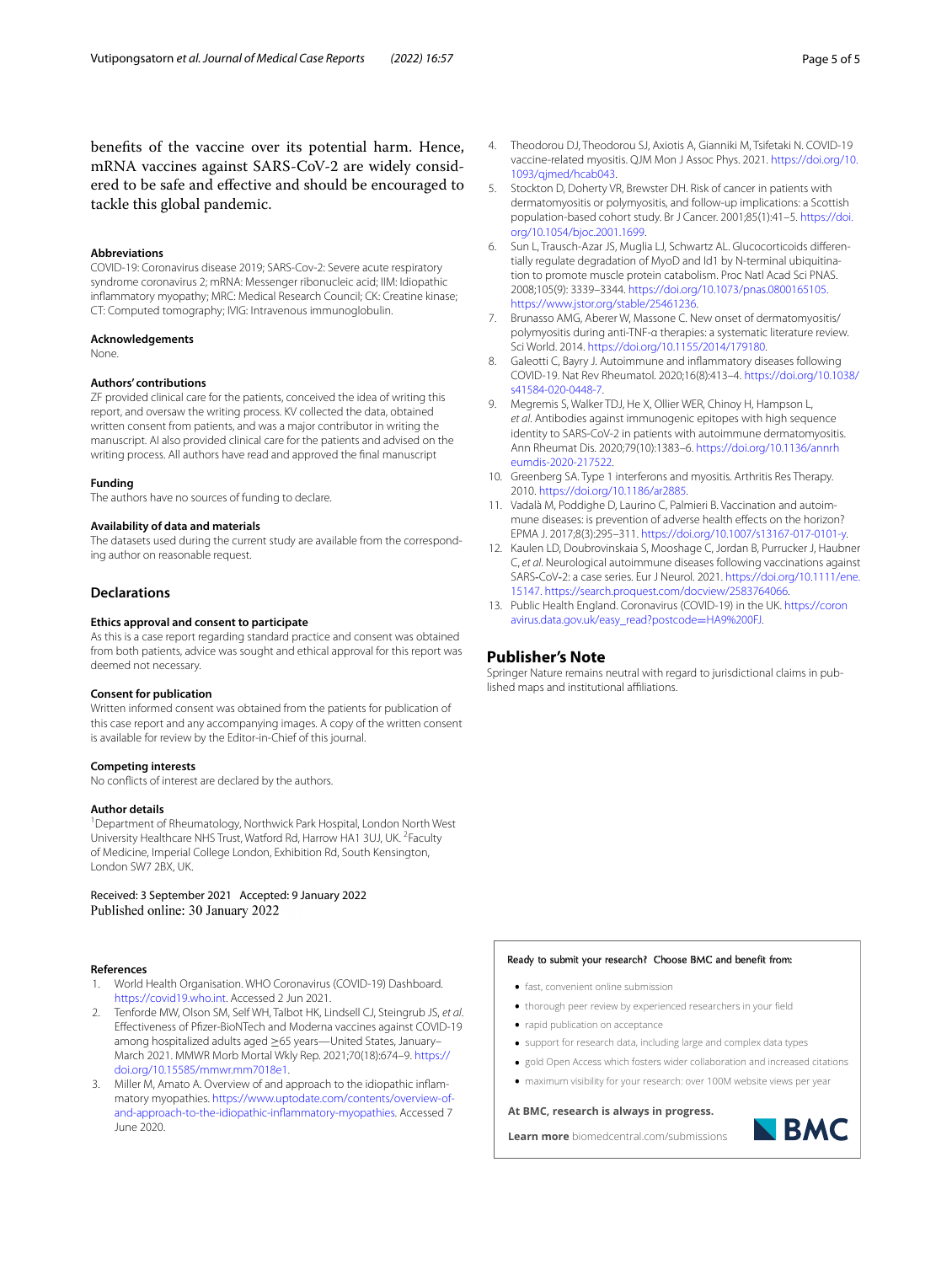benefits of the vaccine over its potential harm. Hence, mRNA vaccines against SARS-CoV-2 are widely considered to be safe and effective and should be encouraged to tackle this global pandemic.

#### Abbreviations

COVID-19: Coronavirus disease 2019; SARS-Cov-2: Severe acute respiratory syndrome coronavirus 2; mRNA: Messenger ribonucleic acid; IIM: Idiopathic inflammatory myopathy; MRC: Medical Research Council; CK: Creatine kinase; CT: Computed tomography; IVIG: Intravenous immunoglobulin.

#### Acknowledgements

None.

#### Authors' contributions

ZF provided clinical care for the patients, conceived the idea of writing this report, and oversaw the writing process. KV collected the data, obtained written consent from patients, and was a major contributor in writing the manuscript. AI also provided clinical care for the patients and advised on the writing process. All authors have read and approved the final manuscript

#### Funding

The authors have no sources of funding to declare.

#### Availability of data and materials

The datasets used during the current study are available from the corresponding author on reasonable request.

## Declarations

#### Ethics approval and consent to participate

As this is a case report regarding standard practice and consent was obtained from both patients, advice was sought and ethical approval for this report was deemed not necessary.

#### Consent for publication

Written informed consent was obtained from the patients for publication of this case report and any accompanying images. A copy of the written consent is available for review by the Editor-in-Chief of this journal.

#### Competing interests

No conflicts of interest are declared by the authors.

#### Author details

[1] Department of Rheumatology, Northwick Park Hospital, London North West University Healthcare NHS Trust, Watford Rd, Harrow HA1 3UJ, UK. [2] Faculty of Medicine, Imperial College London, Exhibition Rd, South Kensington, London SW7 2BX, UK.

Received: 3 September 2021 Accepted: 9 January 2022
Published online: 30 January 2022

#### References

1. World Health Organisation. WHO Coronavirus (COVID-19) Dashboard. https://covid19.who.int. Accessed 2 Jun 2021.
2. Tenforde MW, Olson SM, Self WH, Talbot HK, Lindsell CJ, Steingrub JS, *et al.* Effectiveness of Pfizer-BioNTech and Moderna vaccines against COVID-19 among hospitalized adults aged ≥65 years—United States, January–March 2021. MMWR Morb Mortal Wkly Rep. 2021;70(18):674–9. https://doi.org/10.15585/mmwr.mm7018e1.
3. Miller M, Amato A. Overview of and approach to the idiopathic inflammatory myopathies. https://www.uptodate.com/contents/overview-of-and-approach-to-the-idiopathic-inflammatory-myopathies. Accessed 7 June 2020.
4. Theodorou DJ, Theodorou SJ, Axiotis A, Gianniki M, Tsifetaki N. COVID-19 vaccine-related myositis. QJM Mon J Assoc Phys. 2021. https://doi.org/10.1093/qjmed/hcab043.
5. Stockton D, Doherty VR, Brewster DH. Risk of cancer in patients with dermatomyositis or polymyositis, and follow-up implications: a Scottish population-based cohort study. Br J Cancer. 2001;85(1):41–5. https://doi.org/10.1054/bjoc.2001.1699.
6. Sun L, Trausch-Azar JS, Muglia LJ, Schwartz AL. Glucocorticoids differentially regulate degradation of MyoD and Id1 by N-terminal ubiquitination to promote muscle protein catabolism. Proc Natl Acad Sci PNAS. 2008;105(9): 3339–3344. https://doi.org/10.1073/pnas.0800165105. https://www.jstor.org/stable/25461236.
7. Brunasso AMG, Aberer W, Massone C. New onset of dermatomyositis/polymyositis during anti-TNF-α therapies: a systematic literature review. Sci World. 2014. https://doi.org/10.1155/2014/179180.
8. Galeotti C, Bayry J. Autoimmune and inflammatory diseases following COVID-19. Nat Rev Rheumatol. 2020;16(8):413–4. https://doi.org/10.1038/s41584-020-0448-7.
9. Megremis S, Walker TDJ, He X, Ollier WER, Chinoy H, Hampson L, *et al.* Antibodies against immunogenic epitopes with high sequence identity to SARS-CoV-2 in patients with autoimmune dermatomyositis. Ann Rheumat Dis. 2020;79(10):1383–6. https://doi.org/10.1136/annrheumdis-2020-217522.
10. Greenberg SA. Type 1 interferons and myositis. Arthritis Res Therapy. 2010. https://doi.org/10.1186/ar2885.
11. Vadalà M, Poddighe D, Laurino C, Palmieri B. Vaccination and autoimmune diseases: is prevention of adverse health effects on the horizon? EPMA J. 2017;8(3):295–311. https://doi.org/10.1007/s13167-017-0101-y.
12. Kaulen LD, Doubrovinskaia S, Mooshage C, Jordan B, Purrucker J, Haubner C, *et al.* Neurological autoimmune diseases following vaccinations against SARS-CoV-2: a case series. Eur J Neurol. 2021. https://doi.org/10.1111/ene.15147. https://search.proquest.com/docview/2583764066.
13. Public Health England. Coronavirus (COVID-19) in the UK. https://coronavirus.data.gov.uk/easy_read?postcode=HA9%200FJ.

## Publisher's Note

Springer Nature remains neutral with regard to jurisdictional claims in published maps and institutional affiliations.